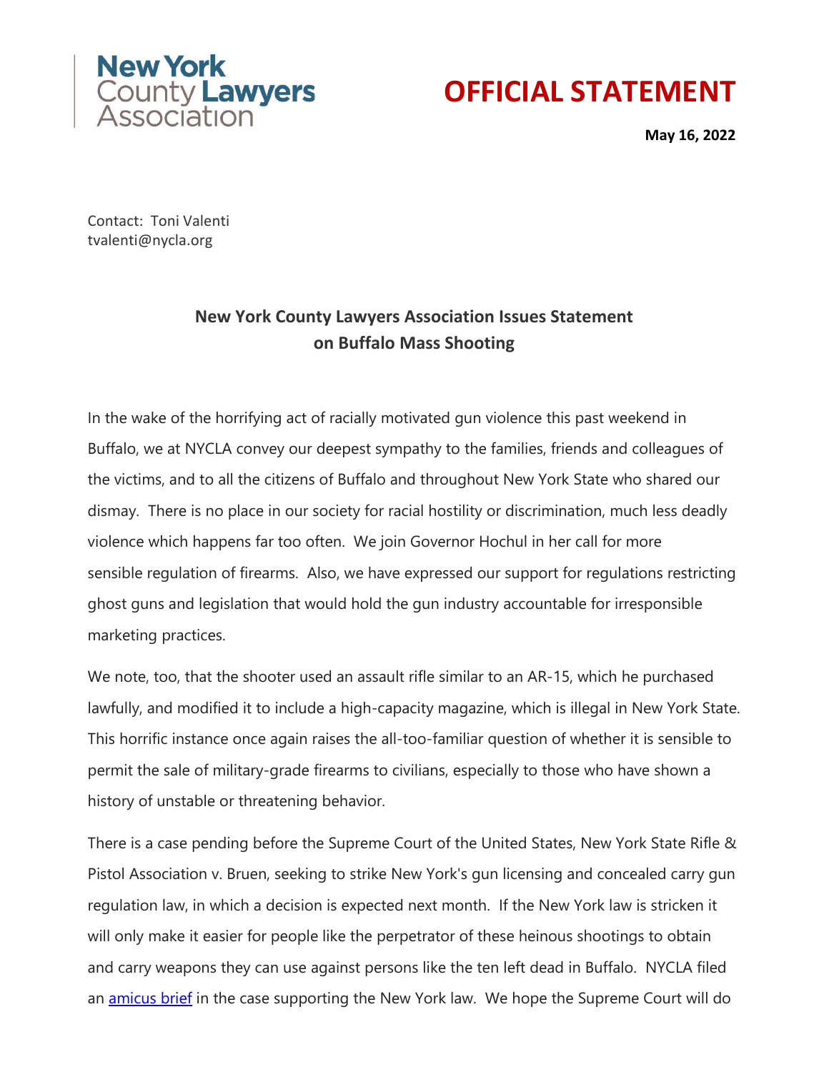New York County Lawyers Association

# OFFICIAL STATEMENT

**May 16, 2022**

Contact: Toni Valenti
tvalenti@nycla.org

## New York County Lawyers Association Issues Statement on Buffalo Mass Shooting

In the wake of the horrifying act of racially motivated gun violence this past weekend in Buffalo, we at NYCLA convey our deepest sympathy to the families, friends and colleagues of the victims, and to all the citizens of Buffalo and throughout New York State who shared our dismay. There is no place in our society for racial hostility or discrimination, much less deadly violence which happens far too often. We join Governor Hochul in her call for more sensible regulation of firearms. Also, we have expressed our support for regulations restricting ghost guns and legislation that would hold the gun industry accountable for irresponsible marketing practices.

We note, too, that the shooter used an assault rifle similar to an AR-15, which he purchased lawfully, and modified it to include a high-capacity magazine, which is illegal in New York State. This horrific instance once again raises the all-too-familiar question of whether it is sensible to permit the sale of military-grade firearms to civilians, especially to those who have shown a history of unstable or threatening behavior.

There is a case pending before the Supreme Court of the United States, New York State Rifle & Pistol Association v. Bruen, seeking to strike New York's gun licensing and concealed carry gun regulation law, in which a decision is expected next month. If the New York law is stricken it will only make it easier for people like the perpetrator of these heinous shootings to obtain and carry weapons they can use against persons like the ten left dead in Buffalo. NYCLA filed an amicus brief in the case supporting the New York law. We hope the Supreme Court will do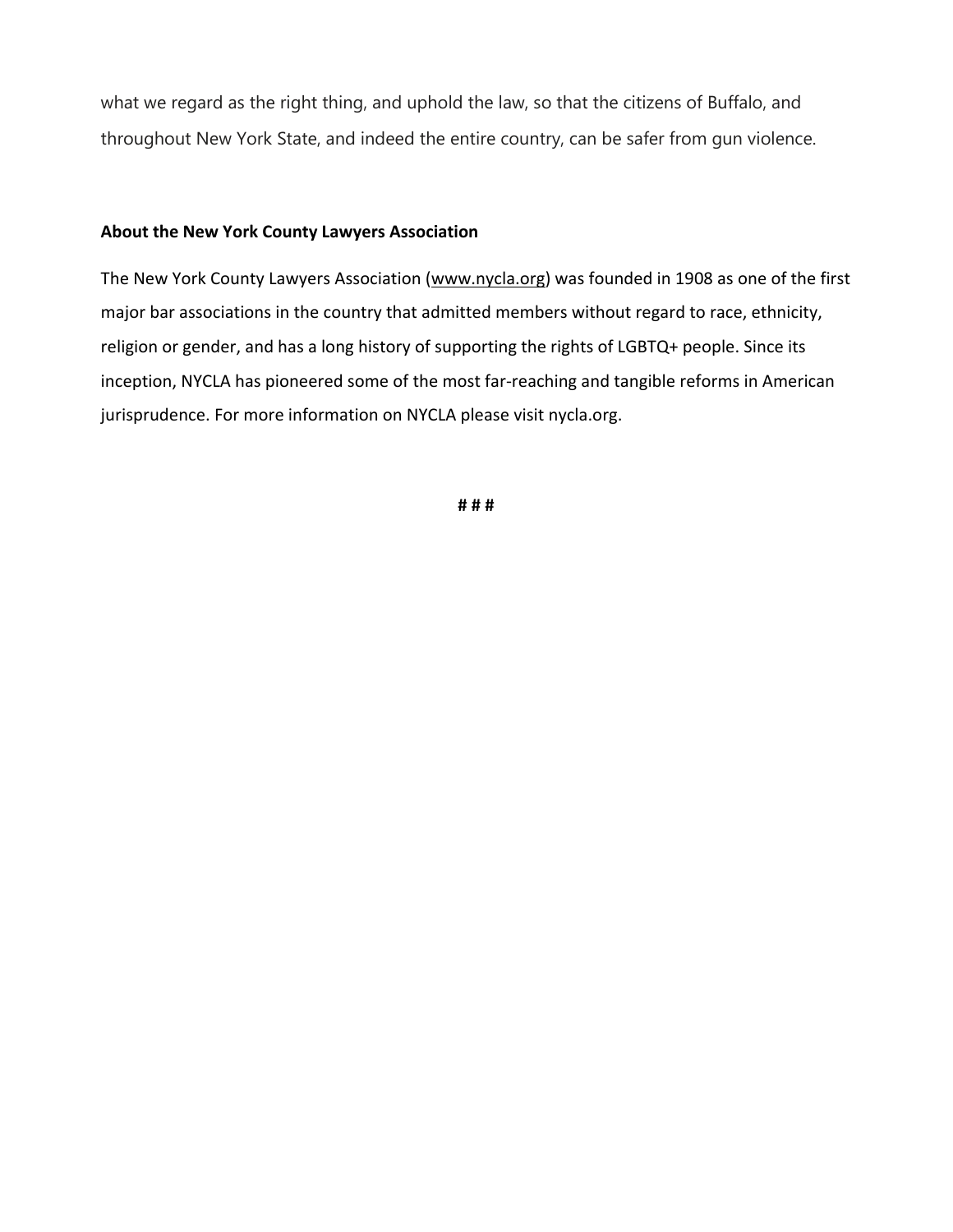what we regard as the right thing, and uphold the law, so that the citizens of Buffalo, and throughout New York State, and indeed the entire country, can be safer from gun violence.

**About the New York County Lawyers Association**

The New York County Lawyers Association (www.nycla.org) was founded in 1908 as one of the first major bar associations in the country that admitted members without regard to race, ethnicity, religion or gender, and has a long history of supporting the rights of LGBTQ+ people. Since its inception, NYCLA has pioneered some of the most far-reaching and tangible reforms in American jurisprudence. For more information on NYCLA please visit nycla.org.

**# # #**